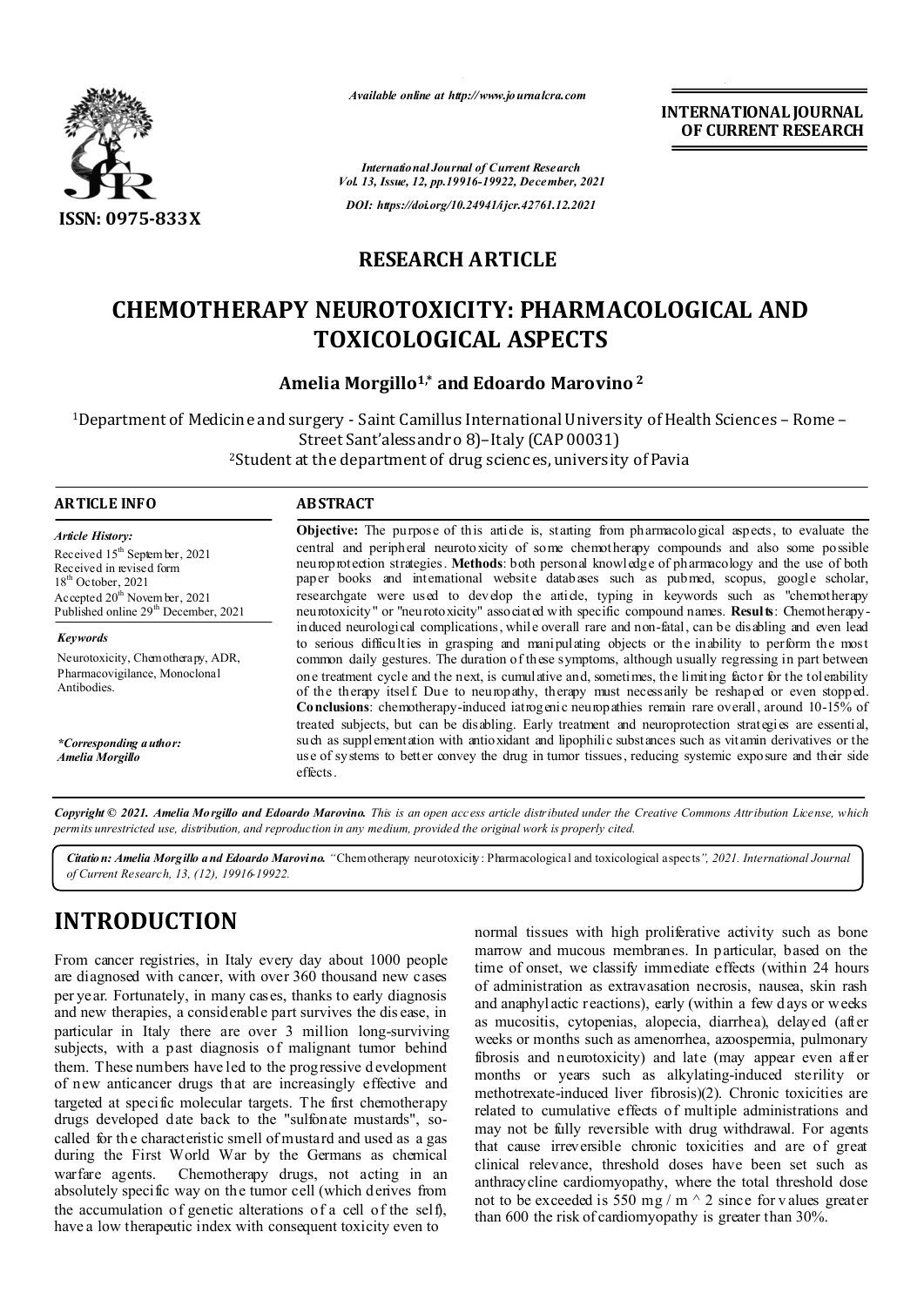*Available online at http://www.journalcra.com*

**INTERNATIONAL JOURNAL OF CURRENT RESEARCH**

*International Journal of Current Research*
*Vol. 13, Issue, 12, pp.19916-19922, December, 2021*

*DOI: https://doi.org/10.24941/ijcr.42761.12.2021*

**ISSN: 0975-833X**

## RESEARCH ARTICLE

# CHEMOTHERAPY NEUROTOXICITY: PHARMACOLOGICAL AND TOXICOLOGICAL ASPECTS

**Amelia Morgillo[1,*] and Edoardo Marovino [2]**

[1]Department of Medicine and surgery - Saint Camillus International University of Health Sciences – Rome – Street Sant'alessandro 8)–Italy (CAP 00031)

[2]Student at the department of drug sciences, university of Pavia

### ARTICLE INFO

*Article History:*

Received 15th September, 2021
Received in revised form 18th October, 2021
Accepted 20th November, 2021
Published online 29th December, 2021

*Keywords*

Neurotoxicity, Chemotherapy, ADR, Pharmacovigilance, Monoclonal Antibodies.

**\*Corresponding author:** *Amelia Morgillo*

### ABSTRACT

**Objective:** The purpose of this article is, starting from pharmacological aspects, to evaluate the central and peripheral neurotoxicity of some chemotherapy compounds and also some possible neuroprotection strategies. **Methods**: both personal knowledge of pharmacology and the use of both paper books and international website databases such as pubmed, scopus, google scholar, researchgate were used to develop the article, typing in keywords such as "chemotherapy neurotoxicity" or "neurotoxicity" associated with specific compound names. **Results**: Chemotherapy-induced neurological complications, while overall rare and non-fatal, can be disabling and even lead to serious difficulties in grasping and manipulating objects or the inability to perform the most common daily gestures. The duration of these symptoms, although usually regressing in part between one treatment cycle and the next, is cumulative and, sometimes, the limiting factor for the tolerability of the therapy itself. Due to neuropathy, therapy must necessarily be reshaped or even stopped. **Conclusions**: chemotherapy-induced iatrogenic neuropathies remain rare overall, around 10-15% of treated subjects, but can be disabling. Early treatment and neuroprotection strategies are essential, such as supplementation with antioxidant and lipophilic substances such as vitamin derivatives or the use of systems to better convey the drug in tumor tissues, reducing systemic exposure and their side effects.

*Copyright © 2021. Amelia Morgillo and Edoardo Marovino. This is an open access article distributed under the Creative Commons Attribution License, which permits unrestricted use, distribution, and reproduction in any medium, provided the original work is properly cited.*

***Citation: Amelia Morgillo and Edoardo Marovino.*** "Chemotherapy neurotoxicity: Pharmacological and toxicological aspects", *2021. International Journal of Current Research, 13, (12), 19916-19922.*

# INTRODUCTION

From cancer registries, in Italy every day about 1000 people are diagnosed with cancer, with over 360 thousand new cases per year. Fortunately, in many cases, thanks to early diagnosis and new therapies, a considerable part survives the disease, in particular in Italy there are over 3 million long-surviving subjects, with a past diagnosis of malignant tumor behind them. These numbers have led to the progressive development of new anticancer drugs that are increasingly effective and targeted at specific molecular targets. The first chemotherapy drugs developed date back to the "sulfonate mustards", so-called for the characteristic smell of mustard and used as a gas during the First World War by the Germans as chemical warfare agents. Chemotherapy drugs, not acting in an absolutely specific way on the tumor cell (which derives from the accumulation of genetic alterations of a cell of the self), have a low therapeutic index with consequent toxicity even to normal tissues with high proliferative activity such as bone marrow and mucous membranes. In particular, based on the time of onset, we classify immediate effects (within 24 hours of administration as extravasation necrosis, nausea, skin rash and anaphylactic reactions), early (within a few days or weeks as mucositis, cytopenias, alopecia, diarrhea), delayed (after weeks or months such as amenorrhea, azoospermia, pulmonary fibrosis and neurotoxicity) and late (may appear even after months or years such as alkylating-induced sterility or methotrexate-induced liver fibrosis)(2). Chronic toxicities are related to cumulative effects of multiple administrations and may not be fully reversible with drug withdrawal. For agents that cause irreversible chronic toxicities and are of great clinical relevance, threshold doses have been set such as anthracycline cardiomyopathy, where the total threshold dose not to be exceeded is 550 mg / m ^ 2 since for values greater than 600 the risk of cardiomyopathy is greater than 30%.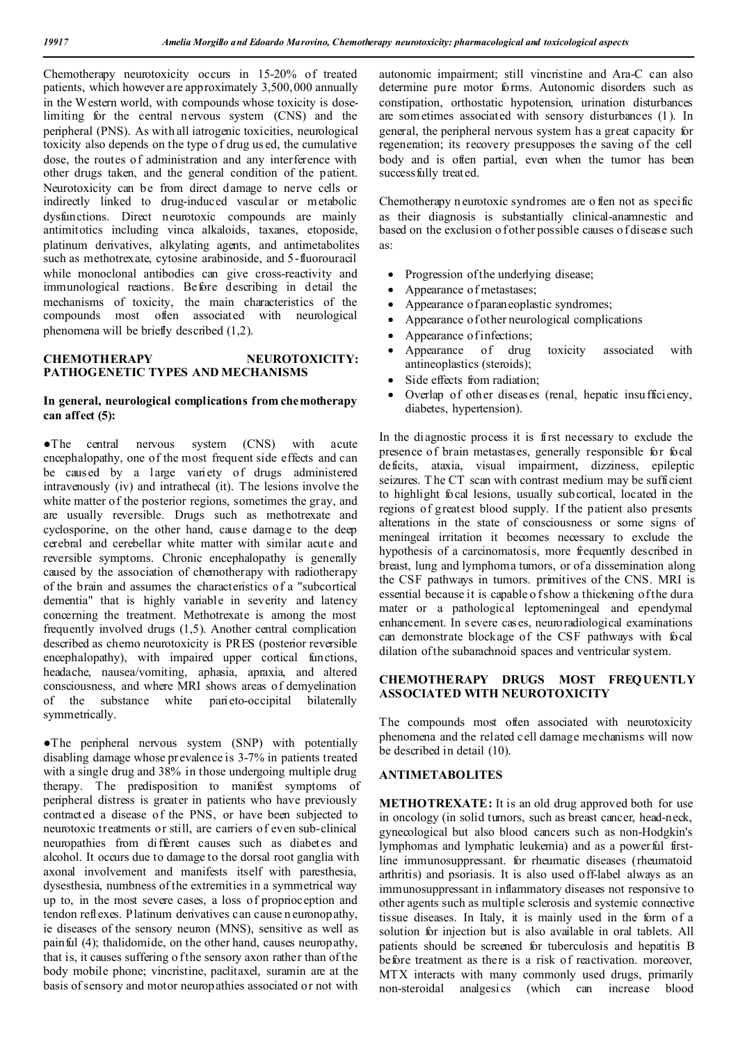Chemotherapy neurotoxicity occurs in 15-20% of treated patients, which however are approximately 3,500,000 annually in the Western world, with compounds whose toxicity is dose-limiting for the central nervous system (CNS) and the peripheral (PNS). As with all iatrogenic toxicities, neurological toxicity also depends on the type of drug used, the cumulative dose, the routes of administration and any interference with other drugs taken, and the general condition of the patient. Neurotoxicity can be from direct damage to nerve cells or indirectly linked to drug-induced vascular or metabolic dysfunctions. Direct neurotoxic compounds are mainly antimitotics including vinca alkaloids, taxanes, etoposide, platinum derivatives, alkylating agents, and antimetabolites such as methotrexate, cytosine arabinoside, and 5-fluorouracil while monoclonal antibodies can give cross-reactivity and immunological reactions. Before describing in detail the mechanisms of toxicity, the main characteristics of the compounds most often associated with neurological phenomena will be briefly described (1,2).

## CHEMOTHERAPY NEUROTOXICITY: PATHOGENETIC TYPES AND MECHANISMS

### In general, neurological complications from chemotherapy can affect (5):

- The central nervous system (CNS) with acute encephalopathy, one of the most frequent side effects and can be caused by a large variety of drugs administered intravenously (iv) and intrathecal (it). The lesions involve the white matter of the posterior regions, sometimes the gray, and are usually reversible. Drugs such as methotrexate and cyclosporine, on the other hand, cause damage to the deep cerebral and cerebellar white matter with similar acute and reversible symptoms. Chronic encephalopathy is generally caused by the association of chemotherapy with radiotherapy of the brain and assumes the characteristics of a "subcortical dementia" that is highly variable in severity and latency concerning the treatment. Methotrexate is among the most frequently involved drugs (1,5). Another central complication described as chemo neurotoxicity is PRES (posterior reversible encephalopathy), with impaired upper cortical functions, headache, nausea/vomiting, aphasia, apraxia, and altered consciousness, and where MRI shows areas of demyelination of the substance white parieto-occipital bilaterally symmetrically.

- The peripheral nervous system (SNP) with potentially disabling damage whose prevalence is 3-7% in patients treated with a single drug and 38% in those undergoing multiple drug therapy. The predisposition to manifest symptoms of peripheral distress is greater in patients who have previously contracted a disease of the PNS, or have been subjected to neurotoxic treatments or still, are carriers of even sub-clinical neuropathies from different causes such as diabetes and alcohol. It occurs due to damage to the dorsal root ganglia with axonal involvement and manifests itself with paresthesia, dysesthesia, numbness of the extremities in a symmetrical way up to, in the most severe cases, a loss of proprioception and tendon reflexes. Platinum derivatives can cause neuronopathy, ie diseases of the sensory neuron (MNS), sensitive as well as painful (4); thalidomide, on the other hand, causes neuropathy, that is, it causes suffering of the sensory axon rather than of the body mobile phone; vincristine, paclitaxel, suramin are at the basis of sensory and motor neuropathies associated or not with autonomic impairment; still vincristine and Ara-C can also determine pure motor forms. Autonomic disorders such as constipation, orthostatic hypotension, urination disturbances are sometimes associated with sensory disturbances (1). In general, the peripheral nervous system has a great capacity for regeneration; its recovery presupposes the saving of the cell body and is often partial, even when the tumor has been successfully treated.

Chemotherapy neurotoxic syndromes are often not as specific as their diagnosis is substantially clinical-anamnestic and based on the exclusion of other possible causes of disease such as:

- Progression of the underlying disease;
- Appearance of metastases;
- Appearance of paraneoplastic syndromes;
- Appearance of other neurological complications
- Appearance of infections;
- Appearance of drug toxicity associated with antineoplastics (steroids);
- Side effects from radiation;
- Overlap of other diseases (renal, hepatic insufficiency, diabetes, hypertension).

In the diagnostic process it is first necessary to exclude the presence of brain metastases, generally responsible for focal deficits, ataxia, visual impairment, dizziness, epileptic seizures. The CT scan with contrast medium may be sufficient to highlight focal lesions, usually subcortical, located in the regions of greatest blood supply. If the patient also presents alterations in the state of consciousness or some signs of meningeal irritation it becomes necessary to exclude the hypothesis of a carcinomatosis, more frequently described in breast, lung and lymphoma tumors, or of a dissemination along the CSF pathways in tumors. primitives of the CNS. MRI is essential because it is capable of show a thickening of the dura mater or a pathological leptomeningeal and ependymal enhancement. In severe cases, neuroradiological examinations can demonstrate blockage of the CSF pathways with focal dilation of the subarachnoid spaces and ventricular system.

## CHEMOTHERAPY DRUGS MOST FREQUENTLY ASSOCIATED WITH NEUROTOXICITY

The compounds most often associated with neurotoxicity phenomena and the related cell damage mechanisms will now be described in detail (10).

## ANTIMETABOLITES

**METHOTREXATE:** It is an old drug approved both for use in oncology (in solid tumors, such as breast cancer, head-neck, gynecological but also blood cancers such as non-Hodgkin's lymphomas and lymphatic leukemia) and as a powerful first-line immunosuppressant. for rheumatic diseases (rheumatoid arthritis) and psoriasis. It is also used off-label always as an immunosuppressant in inflammatory diseases not responsive to other agents such as multiple sclerosis and systemic connective tissue diseases. In Italy, it is mainly used in the form of a solution for injection but is also available in oral tablets. All patients should be screened for tuberculosis and hepatitis B before treatment as there is a risk of reactivation. moreover, MTX interacts with many commonly used drugs, primarily non-steroidal analgesics (which can increase blood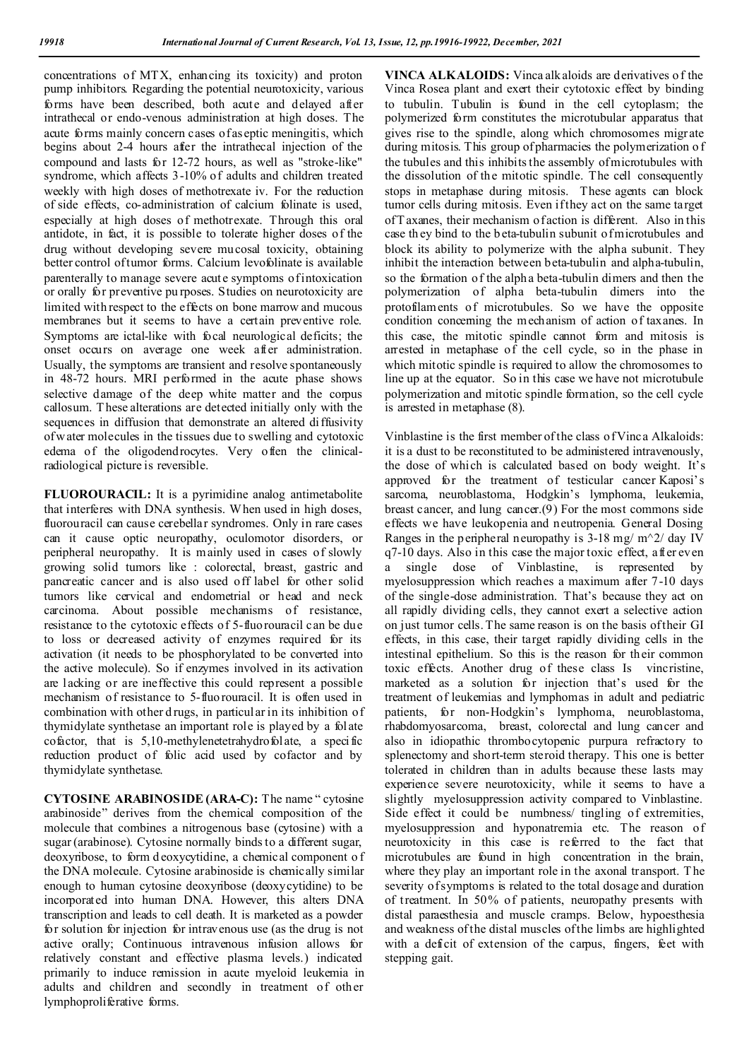concentrations of MTX, enhancing its toxicity) and proton pump inhibitors. Regarding the potential neurotoxicity, various forms have been described, both acute and delayed after intrathecal or endo-venous administration at high doses. The acute forms mainly concern cases of aseptic meningitis, which begins about 2-4 hours after the intrathecal injection of the compound and lasts for 12-72 hours, as well as "stroke-like" syndrome, which affects 3-10% of adults and children treated weekly with high doses of methotrexate iv. For the reduction of side effects, co-administration of calcium folinate is used, especially at high doses of methotrexate. Through this oral antidote, in fact, it is possible to tolerate higher doses of the drug without developing severe mucosal toxicity, obtaining better control of tumor forms. Calcium levofolinate is available parenterally to manage severe acute symptoms of intoxication or orally for preventive purposes. Studies on neurotoxicity are limited with respect to the effects on bone marrow and mucous membranes but it seems to have a certain preventive role. Symptoms are ictal-like with focal neurological deficits; the onset occurs on average one week after administration. Usually, the symptoms are transient and resolve spontaneously in 48-72 hours. MRI performed in the acute phase shows selective damage of the deep white matter and the corpus callosum. These alterations are detected initially only with the sequences in diffusion that demonstrate an altered diffusivity of water molecules in the tissues due to swelling and cytotoxic edema of the oligodendrocytes. Very often the clinical-radiological picture is reversible.

**FLUOROURACIL:** It is a pyrimidine analog antimetabolite that interferes with DNA synthesis. When used in high doses, fluorouracil can cause cerebellar syndromes. Only in rare cases can it cause optic neuropathy, oculomotor disorders, or peripheral neuropathy. It is mainly used in cases of slowly growing solid tumors like : colorectal, breast, gastric and pancreatic cancer and is also used off label for other solid tumors like cervical and endometrial or head and neck carcinoma. About possible mechanisms of resistance, resistance to the cytotoxic effects of 5-fluorouracil can be due to loss or decreased activity of enzymes required for its activation (it needs to be phosphorylated to be converted into the active molecule). So if enzymes involved in its activation are lacking or are ineffective this could represent a possible mechanism of resistance to 5-fluorouracil. It is often used in combination with other drugs, in particular in its inhibition of thymidylate synthetase an important role is played by a folate cofactor, that is 5,10-methylenetetrahydrofolate, a specific reduction product of folic acid used by cofactor and by thymidylate synthetase.

**CYTOSINE ARABINOSIDE (ARA-C):** The name " cytosine arabinoside" derives from the chemical composition of the molecule that combines a nitrogenous base (cytosine) with a sugar (arabinose). Cytosine normally binds to a different sugar, deoxyribose, to form deoxycytidine, a chemical component of the DNA molecule. Cytosine arabinoside is chemically similar enough to human cytosine deoxyribose (deoxycytidine) to be incorporated into human DNA. However, this alters DNA transcription and leads to cell death. It is marketed as a powder for solution for injection for intravenous use (as the drug is not active orally; Continuous intravenous infusion allows for relatively constant and effective plasma levels.) indicated primarily to induce remission in acute myeloid leukemia in adults and children and secondly in treatment of other lymphoproliferative forms.

**VINCA ALKALOIDS:** Vinca alkaloids are derivatives of the Vinca Rosea plant and exert their cytotoxic effect by binding to tubulin. Tubulin is found in the cell cytoplasm; the polymerized form constitutes the microtubular apparatus that gives rise to the spindle, along which chromosomes migrate during mitosis. This group of pharmacies the polymerization of the tubules and this inhibits the assembly of microtubules with the dissolution of the mitotic spindle. The cell consequently stops in metaphase during mitosis. These agents can block tumor cells during mitosis. Even if they act on the same target of Taxanes, their mechanism of action is different. Also in this case they bind to the beta-tubulin subunit of microtubules and block its ability to polymerize with the alpha subunit. They inhibit the interaction between beta-tubulin and alpha-tubulin, so the formation of the alpha beta-tubulin dimers and then the polymerization of alpha beta-tubulin dimers into the protofilaments of microtubules. So we have the opposite condition concerning the mechanism of action of taxanes. In this case, the mitotic spindle cannot form and mitosis is arrested in metaphase of the cell cycle, so in the phase in which mitotic spindle is required to allow the chromosomes to line up at the equator. So in this case we have not microtubule polymerization and mitotic spindle formation, so the cell cycle is arrested in metaphase (8).

Vinblastine is the first member of the class of Vinca Alkaloids: it is a dust to be reconstituted to be administered intravenously, the dose of which is calculated based on body weight. It's approved for the treatment of testicular cancer Kaposi's sarcoma, neuroblastoma, Hodgkin's lymphoma, leukemia, breast cancer, and lung cancer.(9) For the most commons side effects we have leukopenia and neutropenia. General Dosing Ranges in the peripheral neuropathy is 3-18 mg/ m^2/ day IV q7-10 days. Also in this case the major toxic effect, after even a single dose of Vinblastine, is represented by myelosuppression which reaches a maximum after 7-10 days of the single-dose administration. That's because they act on all rapidly dividing cells, they cannot exert a selective action on just tumor cells. The same reason is on the basis of their GI effects, in this case, their target rapidly dividing cells in the intestinal epithelium. So this is the reason for their common toxic effects. Another drug of these class Is vincristine, marketed as a solution for injection that's used for the treatment of leukemias and lymphomas in adult and pediatric patients, for non-Hodgkin's lymphoma, neuroblastoma, rhabdomyosarcoma, breast, colorectal and lung cancer and also in idiopathic thrombocytopenic purpura refractory to splenectomy and short-term steroid therapy. This one is better tolerated in children than in adults because these lasts may experience severe neurotoxicity, while it seems to have a slightly myelosuppression activity compared to Vinblastine. Side effect it could be numbness/ tingling of extremities, myelosuppression and hyponatremia etc. The reason of neurotoxicity in this case is referred to the fact that microtubules are found in high concentration in the brain, where they play an important role in the axonal transport. The severity of symptoms is related to the total dosage and duration of treatment. In 50% of patients, neuropathy presents with distal paraesthesia and muscle cramps. Below, hypoesthesia and weakness of the distal muscles of the limbs are highlighted with a deficit of extension of the carpus, fingers, feet with stepping gait.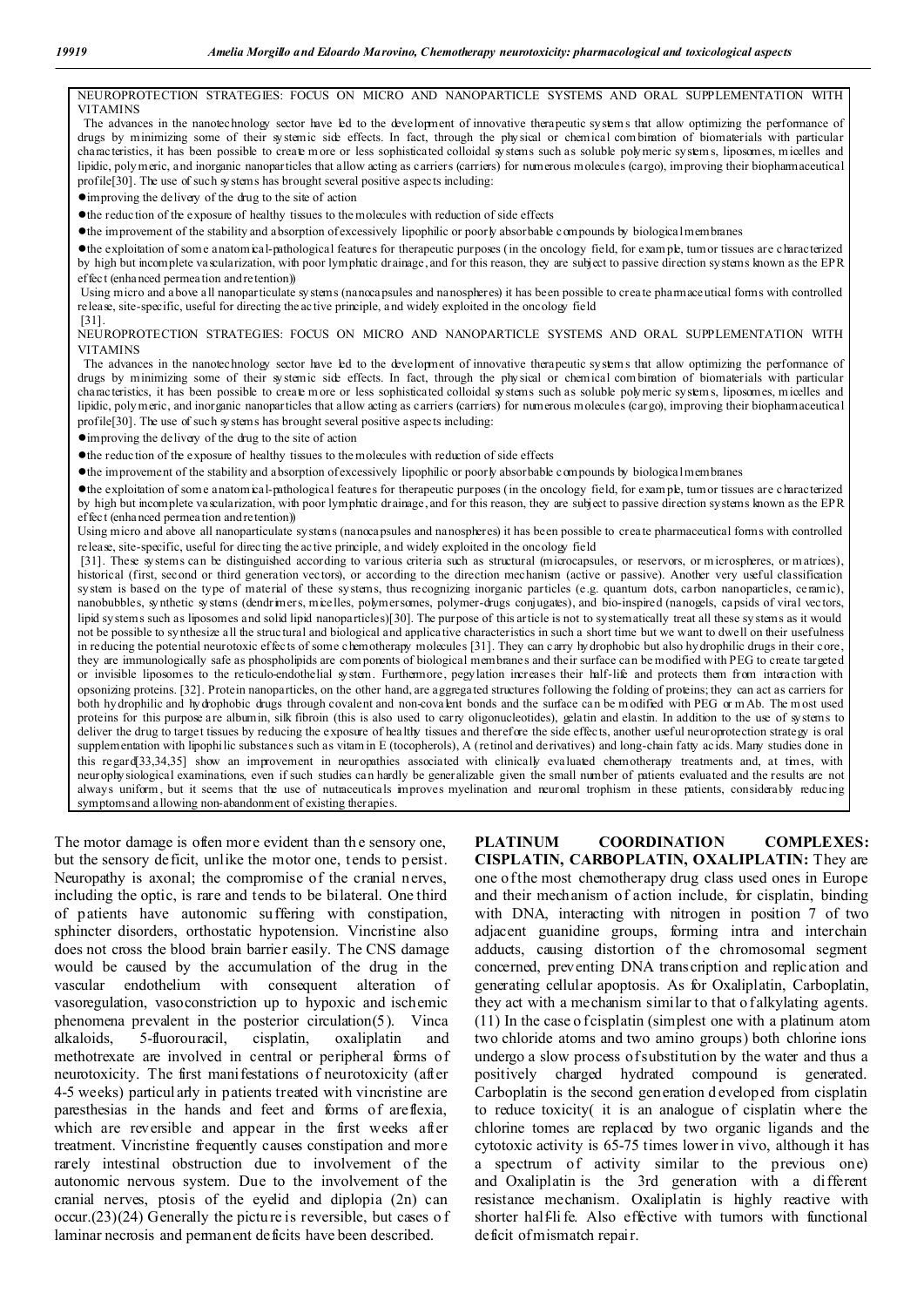NEUROPROTECTION STRATEGIES: FOCUS ON MICRO AND NANOPARTICLE SYSTEMS AND ORAL SUPPLEMENTATION WITH VITAMINS

The advances in the nanotechnology sector have led to the development of innovative therapeutic systems that allow optimizing the performance of drugs by minimizing some of their systemic side effects. In fact, through the physical or chemical combination of biomaterials with particular characteristics, it has been possible to create more or less sophisticated colloidal systems such as soluble polymeric systems, liposomes, micelles and lipidic, polymeric, and inorganic nanoparticles that allow acting as carriers (carriers) for numerous molecules (cargo), improving their biopharmaceutical profile[30]. The use of such systems has brought several positive aspects including:

- improving the delivery of the drug to the site of action
- the reduction of the exposure of healthy tissues to the molecules with reduction of side effects
- the improvement of the stability and absorption of excessively lipophilic or poorly absorbable compounds by biological membranes
- the exploitation of some anatomical-pathological features for therapeutic purposes (in the oncology field, for example, tumor tissues are characterized by high but incomplete vascularization, with poor lymphatic drainage, and for this reason, they are subject to passive direction systems known as the EPR effect (enhanced permeation and retention))

Using micro and above all nanoparticulate systems (nanocapsules and nanospheres) it has been possible to create pharmaceutical forms with controlled release, site-specific, useful for directing the active principle, and widely exploited in the oncology field [31].

NEUROPROTECTION STRATEGIES: FOCUS ON MICRO AND NANOPARTICLE SYSTEMS AND ORAL SUPPLEMENTATION WITH VITAMINS

The advances in the nanotechnology sector have led to the development of innovative therapeutic systems that allow optimizing the performance of drugs by minimizing some of their systemic side effects. In fact, through the physical or chemical combination of biomaterials with particular characteristics, it has been possible to create more or less sophisticated colloidal systems such as soluble polymeric systems, liposomes, micelles and lipidic, polymeric, and inorganic nanoparticles that allow acting as carriers (carriers) for numerous molecules (cargo), improving their biopharmaceutical profile[30]. The use of such systems has brought several positive aspects including:

- improving the delivery of the drug to the site of action
- the reduction of the exposure of healthy tissues to the molecules with reduction of side effects
- the improvement of the stability and absorption of excessively lipophilic or poorly absorbable compounds by biological membranes
- the exploitation of some anatomical-pathological features for therapeutic purposes (in the oncology field, for example, tumor tissues are characterized by high but incomplete vascularization, with poor lymphatic drainage, and for this reason, they are subject to passive direction systems known as the EPR effect (enhanced permeation and retention))

Using micro and above all nanoparticulate systems (nanocapsules and nanospheres) it has been possible to create pharmaceutical forms with controlled release, site-specific, useful for directing the active principle, and widely exploited in the oncology field [31]. These systems can be distinguished according to various criteria such as structural (microcapsules, or reservors, or microspheres, or matrices), historical (first, second or third generation vectors), or according to the direction mechanism (active or passive). Another very useful classification system is based on the type of material of these systems, thus recognizing inorganic particles (e.g. quantum dots, carbon nanoparticles, ceramic), nanobubbles, synthetic systems (dendrimers, micelles, polymersomes, polymer-drugs conjugates), and bio-inspired (nanogels, capsids of viral vectors, lipid systems such as liposomes and solid lipid nanoparticles)[30]. The purpose of this article is not to systematically treat all these systems as it would not be possible to synthesize all the structural and biological and applicative characteristics in such a short time but we want to dwell on their usefulness in reducing the potential neurotoxic effects of some chemotherapy molecules [31]. They can carry hydrophobic but also hydrophilic drugs in their core, they are immunologically safe as phospholipids are components of biological membranes and their surface can be modified with PEG to create targeted or invisible liposomes to the reticulo-endothelial system. Furthermore, pegylation increases their half-life and protects them from interaction with opsonizing proteins. [32]. Protein nanoparticles, on the other hand, are aggregated structures following the folding of proteins; they can act as carriers for both hydrophilic and hydrophobic drugs through covalent and non-covalent bonds and the surface can be modified with PEG or mAb. The most used proteins for this purpose are albumin, silk fibroin (this is also used to carry oligonucleotides), gelatin and elastin. In addition to the use of systems to deliver the drug to target tissues by reducing the exposure of healthy tissues and therefore the side effects, another useful neuroprotection strategy is oral supplementation with lipophilic substances such as vitamin E (tocopherols), A (retinol and derivatives) and long-chain fatty acids. Many studies done in this regard[33,34,35] show an improvement in neuropathies associated with clinically evaluated chemotherapy treatments and, at times, with neurophysiological examinations, even if such studies can hardly be generalizable given the small number of patients evaluated and the results are not always uniform, but it seems that the use of nutraceuticals improves myelination and neuronal trophism in these patients, considerably reducing symptoms and allowing non-abandonment of existing therapies.

The motor damage is often more evident than the sensory one, but the sensory deficit, unlike the motor one, tends to persist. Neuropathy is axonal; the compromise of the cranial nerves, including the optic, is rare and tends to be bilateral. One third of patients have autonomic suffering with constipation, sphincter disorders, orthostatic hypotension. Vincristine also does not cross the blood brain barrier easily. The CNS damage would be caused by the accumulation of the drug in the vascular endothelium with consequent alteration of vasoregulation, vasoconstriction up to hypoxic and ischemic phenomena prevalent in the posterior circulation(5). Vinca alkaloids, 5-fluorouracil, cisplatin, oxaliplatin and methotrexate are involved in central or peripheral forms of neurotoxicity. The first manifestations of neurotoxicity (after 4-5 weeks) particularly in patients treated with vincristine are paresthesias in the hands and feet and forms of areflexia, which are reversible and appear in the first weeks after treatment. Vincristine frequently causes constipation and more rarely intestinal obstruction due to involvement of the autonomic nervous system. Due to the involvement of the cranial nerves, ptosis of the eyelid and diplopia (2n) can occur.(23)(24) Generally the picture is reversible, but cases of laminar necrosis and permanent deficits have been described.

**PLATINUM COORDINATION COMPLEXES: CISPLATIN, CARBOPLATIN, OXALIPLATIN:** They are one of the most chemotherapy drug class used ones in Europe and their mechanism of action include, for cisplatin, binding with DNA, interacting with nitrogen in position 7 of two adjacent guanidine groups, forming intra and interchain adducts, causing distortion of the chromosomal segment concerned, preventing DNA transcription and replication and generating cellular apoptosis. As for Oxaliplatin, Carboplatin, they act with a mechanism similar to that of alkylating agents. (11) In the case of cisplatin (simplest one with a platinum atom two chloride atoms and two amino groups) both chlorine ions undergo a slow process of substitution by the water and thus a positively charged hydrated compound is generated. Carboplatin is the second generation developed from cisplatin to reduce toxicity( it is an analogue of cisplatin where the chlorine tomes are replaced by two organic ligands and the cytotoxic activity is 65-75 times lower in vivo, although it has a spectrum of activity similar to the previous one) and Oxaliplatin is the 3rd generation with a different resistance mechanism. Oxaliplatin is highly reactive with shorter half-life. Also effective with tumors with functional deficit of mismatch repair.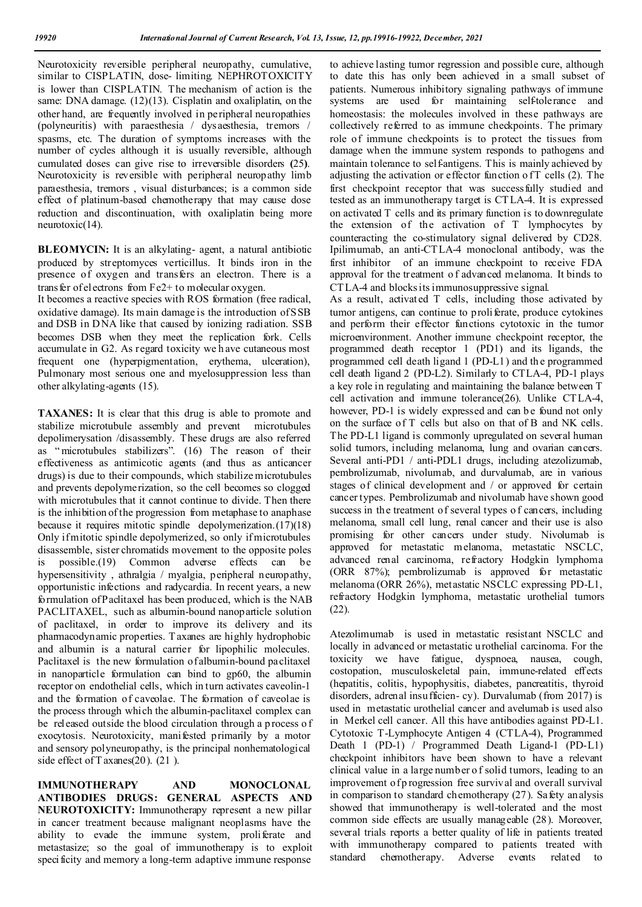Neurotoxicity reversible peripheral neuropathy, cumulative, similar to CISPLATIN, dose- limiting. NEPHROTOXICITY is lower than CISPLATIN. The mechanism of action is the same: DNA damage. (12)(13). Cisplatin and oxaliplatin, on the other hand, are frequently involved in peripheral neuropathies (polyneuritis) with paraesthesia / dysaesthesia, tremors / spasms, etc. The duration of symptoms increases with the number of cycles although it is usually reversible, although cumulated doses can give rise to irreversible disorders (25). Neurotoxicity is reversible with peripheral neuropathy limb paraesthesia, tremors , visual disturbances; is a common side effect of platinum-based chemotherapy that may cause dose reduction and discontinuation, with oxaliplatin being more neurotoxic(14).

**BLEOMYCIN:** It is an alkylating- agent, a natural antibiotic produced by streptomyces verticillus. It binds iron in the presence of oxygen and transfers an electron. There is a transfer of electrons from $Fe^{2+}$ to molecular oxygen.
It becomes a reactive species with ROS formation (free radical, oxidative damage). Its main damage is the introduction of SSB and DSB in DNA like that caused by ionizing radiation. SSB becomes DSB when they meet the replication fork. Cells accumulate in G2. As regard toxicity we have cutaneous most frequent one (hyperpigmentation, erythema, ulceration), Pulmonary most serious one and myelosuppression less than other alkylating-agents (15).

**TAXANES:** It is clear that this drug is able to promote and stabilize microtubule assembly and prevent microtubules depolimerysation /disassembly. These drugs are also referred as "microtubules stabilizers". (16) The reason of their effectiveness as antimicotic agents (and thus as anticancer drugs) is due to their compounds, which stabilize microtubules and prevents depolymerization, so the cell becomes so clogged with microtubules that it cannot continue to divide. Then there is the inhibition of the progression from metaphase to anaphase because it requires mitotic spindle depolymerization.(17)(18) Only if mitotic spindle depolymerized, so only if microtubules disassemble, sister chromatids movement to the opposite poles is possible.(19) Common adverse effects can be hypersensitivity , athralgia / myalgia, peripheral neuropathy, opportunistic infections and radycardia. In recent years, a new formulation of Paclitaxel has been produced, which is the NAB PACLITAXEL, such as albumin-bound nanoparticle solution of paclitaxel, in order to improve its delivery and its pharmacodynamic properties. Taxanes are highly hydrophobic and albumin is a natural carrier for lipophilic molecules. Paclitaxel is the new formulation of albumin-bound paclitaxel in nanoparticle formulation can bind to gp60, the albumin receptor on endothelial cells, which in turn activates caveolin-1 and the formation of caveolae. The formation of caveolae is the process through which the albumin-paclitaxel complex can be released outside the blood circulation through a process of exocytosis. Neurotoxicity, manifested primarily by a motor and sensory polyneuropathy, is the principal nonhematological side effect of Taxanes(20). (21 ).

**IMMUNOTHERAPY AND MONOCLONAL ANTIBODIES DRUGS: GENERAL ASPECTS AND NEUROTOXICITY:** Immunotherapy represent a new pillar in cancer treatment because malignant neoplasms have the ability to evade the immune system, proliferate and metastasize; so the goal of immunotherapy is to exploit specificity and memory a long-term adaptive immune response to achieve lasting tumor regression and possible cure, although to date this has only been achieved in a small subset of patients. Numerous inhibitory signaling pathways of immune systems are used for maintaining self-tolerance and homeostasis: the molecules involved in these pathways are collectively referred to as immune checkpoints. The primary role of immune checkpoints is to protect the tissues from damage when the immune system responds to pathogens and maintain tolerance to self-antigens. This is mainly achieved by adjusting the activation or effector function of T cells (2). The first checkpoint receptor that was successfully studied and tested as an immunotherapy target is CTLA-4. It is expressed on activated T cells and its primary function is to downregulate the extension of the activation of T lymphocytes by counteracting the co-stimulatory signal delivered by CD28. Ipilimumab, an anti-CTLA-4 monoclonal antibody, was the first inhibitor of an immune checkpoint to receive FDA approval for the treatment of advanced melanoma. It binds to CTLA-4 and blocks its immunosuppressive signal.
As a result, activated T cells, including those activated by tumor antigens, can continue to proliferate, produce cytokines and perform their effector functions cytotoxic in the tumor microenvironment. Another immune checkpoint receptor, the programmed death receptor 1 (PD1) and its ligands, the programmed cell death ligand 1 (PD-L1) and the programmed cell death ligand 2 (PD-L2). Similarly to CTLA-4, PD-1 plays a key role in regulating and maintaining the balance between T cell activation and immune tolerance(26). Unlike CTLA-4, however, PD-1 is widely expressed and can be found not only on the surface of T cells but also on that of B and NK cells. The PD-L1 ligand is commonly upregulated on several human solid tumors, including melanoma, lung and ovarian cancers. Several anti-PD1 / anti-PDL1 drugs, including atezolizumab, pembrolizumab, nivolumab, and durvalumab, are in various stages of clinical development and / or approved for certain cancer types. Pembrolizumab and nivolumab have shown good success in the treatment of several types of cancers, including melanoma, small cell lung, renal cancer and their use is also promising for other cancers under study. Nivolumab is approved for metastatic melanoma, metastatic NSCLC, advanced renal carcinoma, refractory Hodgkin lymphoma (ORR 87%); pembrolizumab is approved for metastatic melanoma (ORR 26%), metastatic NSCLC expressing PD-L1, refractory Hodgkin lymphoma, metastatic urothelial tumors (22).

Atezolimumab is used in metastatic resistant NSCLC and locally in advanced or metastatic urothelial carcinoma. For the toxicity we have fatigue, dyspnoea, nausea, cough, costopation, musculoskeletal pain, immune-related effects (hepatitis, colitis, hypophysitis, diabetes, pancreatitis, thyroid disorders, adrenal insufficien- cy). Durvalumab (from 2017) is used in metastatic urothelial cancer and avelumab is used also in Merkel cell cancer. All this have antibodies against PD-L1. Cytotoxic T-Lymphocyte Antigen 4 (CTLA-4), Programmed Death 1 (PD-1) / Programmed Death Ligand-1 (PD-L1) checkpoint inhibitors have been shown to have a relevant clinical value in a large number of solid tumors, leading to an improvement of progression free survival and overall survival in comparison to standard chemotherapy (27). Safety analysis showed that immunotherapy is well-tolerated and the most common side effects are usually manageable (28). Moreover, several trials reports a better quality of life in patients treated with immunotherapy compared to patients treated with standard chemotherapy. Adverse events related to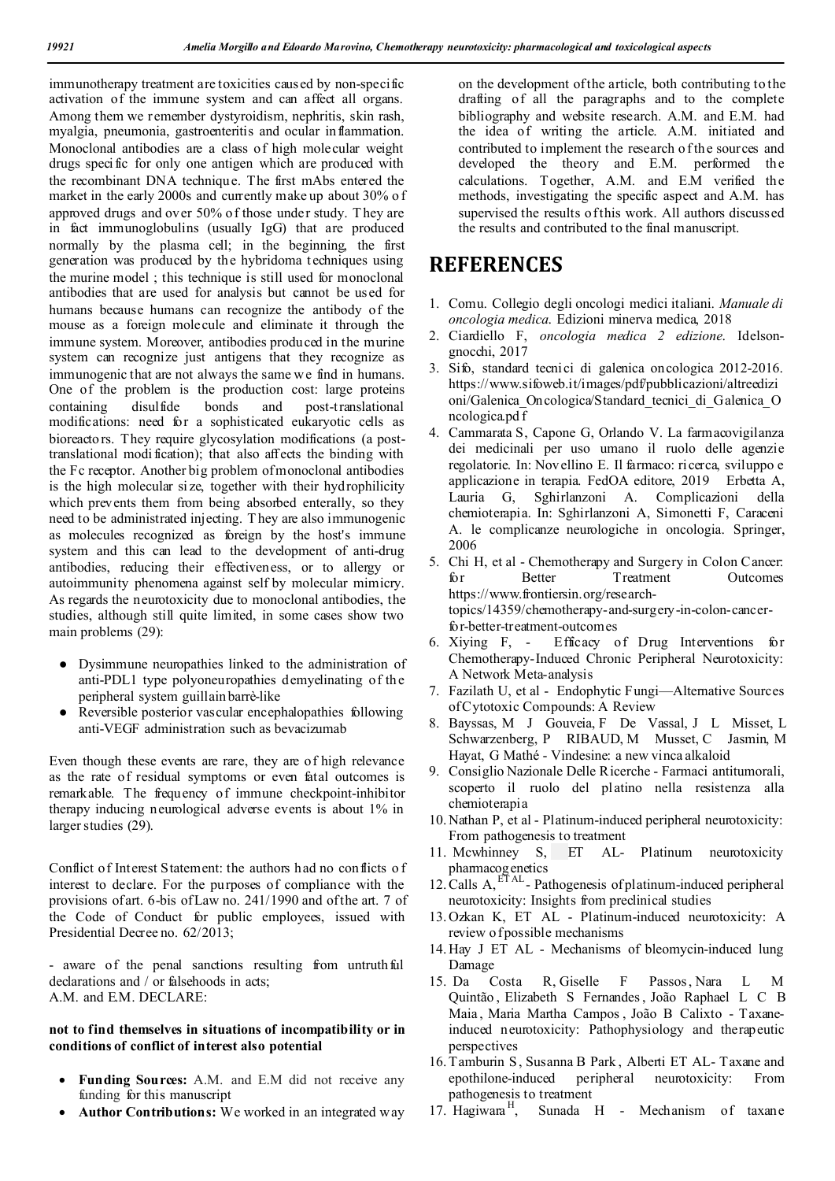immunotherapy treatment are toxicities caused by non-specific activation of the immune system and can affect all organs. Among them we remember dystyroidism, nephritis, skin rash, myalgia, pneumonia, gastroenteritis and ocular inflammation. Monoclonal antibodies are a class of high molecular weight drugs specific for only one antigen which are produced with the recombinant DNA technique. The first mAbs entered the market in the early 2000s and currently make up about 30% of approved drugs and over 50% of those under study. They are in fact immunoglobulins (usually IgG) that are produced normally by the plasma cell; in the beginning, the first generation was produced by the hybridoma techniques using the murine model ; this technique is still used for monoclonal antibodies that are used for analysis but cannot be used for humans because humans can recognize the antibody of the mouse as a foreign molecule and eliminate it through the immune system. Moreover, antibodies produced in the murine system can recognize just antigens that they recognize as immunogenic that are not always the same we find in humans. One of the problem is the production cost: large proteins containing disulfide bonds and post-translational modifications: need for a sophisticated eukaryotic cells as bioreactors. They require glycosylation modifications (a post-translational modification); that also affects the binding with the Fc receptor. Another big problem of monoclonal antibodies is the high molecular size, together with their hydrophilicity which prevents them from being absorbed enterally, so they need to be administrated injecting. They are also immunogenic as molecules recognized as foreign by the host's immune system and this can lead to the development of anti-drug antibodies, reducing their effectiveness, or to allergy or autoimmunity phenomena against self by molecular mimicry. As regards the neurotoxicity due to monoclonal antibodies, the studies, although still quite limited, in some cases show two main problems (29):

- Dysimmune neuropathies linked to the administration of anti-PDL1 type polyoneuropathies demyelinating of the peripheral system guillain barrè-like
- Reversible posterior vascular encephalopathies following anti-VEGF administration such as bevacizumab

Even though these events are rare, they are of high relevance as the rate of residual symptoms or even fatal outcomes is remarkable. The frequency of immune checkpoint-inhibitor therapy inducing neurological adverse events is about 1% in larger studies (29).

Conflict of Interest Statement: the authors had no conflicts of interest to declare. For the purposes of compliance with the provisions of art. 6-bis of Law no. 241/1990 and of the art. 7 of the Code of Conduct for public employees, issued with Presidential Decree no. 62/2013;

- aware of the penal sanctions resulting from untruthful declarations and / or falsehoods in acts;
A.M. and E.M. DECLARE:

**not to find themselves in situations of incompatibility or in conditions of conflict of interest also potential**

- **Funding Sources:** A.M. and E.M did not receive any funding for this manuscript
- **Author Contributions:** We worked in an integrated way on the development of the article, both contributing to the drafting of all the paragraphs and to the complete bibliography and website research. A.M. and E.M. had the idea of writing the article. A.M. initiated and contributed to implement the research of the sources and developed the theory and E.M. performed the calculations. Together, A.M. and E.M verified the methods, investigating the specific aspect and A.M. has supervised the results of this work. All authors discussed the results and contributed to the final manuscript.

# REFERENCES

1. Comu. Collegio degli oncologi medici italiani. *Manuale di oncologia medica.* Edizioni minerva medica, 2018
2. Ciardiello F, *oncologia medica 2 edizione.* Idelson-gnocchi, 2017
3. Sifo, standard tecnici di galenica oncologica 2012-2016. https://www.sifoweb.it/images/pdf/pubblicazioni/altreedizioni/Galenica_Oncologica/Standard_tecnici_di_Galenica_Oncologica.pdf
4. Cammarata S, Capone G, Orlando V. La farmacovigilanza dei medicinali per uso umano il ruolo delle agenzie regolatorie. In: Novellino E. Il farmaco: ricerca, sviluppo e applicazione in terapia. FedOA editore, 2019 Erbetta A, Lauria G, Sghirlanzoni A. Complicazioni della chemioterapia. In: Sghirlanzoni A, Simonetti F, Caraceni A. le complicanze neurologiche in oncologia. Springer, 2006
5. Chi H, et al - Chemotherapy and Surgery in Colon Cancer: for Better Treatment Outcomes https://www.frontiersin.org/research-topics/14359/chemotherapy-and-surgery-in-colon-cancer-for-better-treatment-outcomes
6. Xiying F, - Efficacy of Drug Interventions for Chemotherapy-Induced Chronic Peripheral Neurotoxicity: A Network Meta-analysis
7. Fazilath U, et al - Endophytic Fungi—Alternative Sources of Cytotoxic Compounds: A Review
8. Bayssas, M J Gouveia, F De Vassal, J L Misset, L Schwarzenberg, P RIBAUD, M Musset, C Jasmin, M Hayat, G Mathé - Vindesine: a new vinca alkaloid
9. Consiglio Nazionale Delle Ricerche - Farmaci antitumorali, scoperto il ruolo del platino nella resistenza alla chemioterapia
10. Nathan P, et al - Platinum-induced peripheral neurotoxicity: From pathogenesis to treatment
11. Mcwhinney S, ET AL- Platinum neurotoxicity pharmacogenetics
12. Calls A, ET AL - Pathogenesis of platinum-induced peripheral neurotoxicity: Insights from preclinical studies
13. Ozkan K, ET AL - Platinum-induced neurotoxicity: A review of possible mechanisms
14. Hay J ET AL - Mechanisms of bleomycin-induced lung Damage
15. Da Costa R, Giselle F Passos, Nara L M Quintão, Elizabeth S Fernandes, João Raphael L C B Maia, Maria Martha Campos, João B Calixto - Taxane-induced neurotoxicity: Pathophysiology and therapeutic perspectives
16. Tamburin S, Susanna B Park, Alberti ET AL- Taxane and epothilone-induced peripheral neurotoxicity: From pathogenesis to treatment
17. Hagiwara H, Sunada H - Mechanism of taxane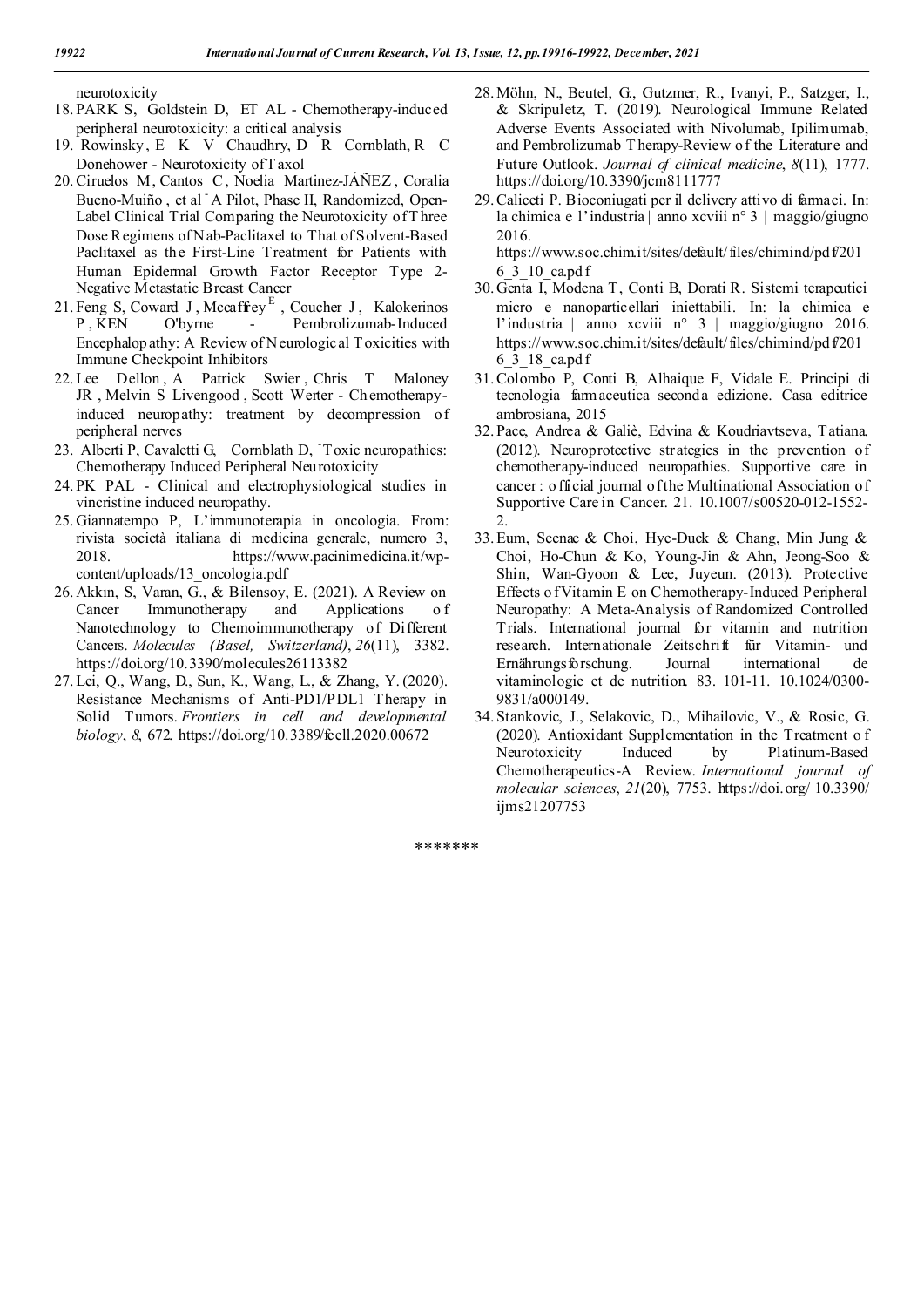neurotoxicity

18. PARK S, Goldstein D, ET AL - Chemotherapy-induced peripheral neurotoxicity: a critical analysis
19. Rowinsky, E K V Chaudhry, D R Cornblath, R C Donehower - Neurotoxicity of Taxol
20. Ciruelos M, Cantos C, Noelia Martinez-JÁÑEZ, Coralia Bueno-Muiño, et al - A Pilot, Phase II, Randomized, Open-Label Clinical Trial Comparing the Neurotoxicity of Three Dose Regimens of Nab-Paclitaxel to That of Solvent-Based Paclitaxel as the First-Line Treatment for Patients with Human Epidermal Growth Factor Receptor Type 2-Negative Metastatic Breast Cancer
21. Feng S, Coward J, Mccaffrey E, Coucher J, Kalokerinos P, KEN O'byrne - Pembrolizumab-Induced Encephalopathy: A Review of Neurological Toxicities with Immune Checkpoint Inhibitors
22. Lee Dellon, A Patrick Swier, Chris T Maloney JR, Melvin S Livengood, Scott Werter - Chemotherapy-induced neuropathy: treatment by decompression of peripheral nerves
23. Alberti P, Cavaletti G, Cornblath D, - Toxic neuropathies: Chemotherapy Induced Peripheral Neurotoxicity
24. PK PAL - Clinical and electrophysiological studies in vincristine induced neuropathy.
25. Giannatempo P, L'immunoterapia in oncologia. From: rivista società italiana di medicina generale, numero 3, 2018. https://www.pacinimedicina.it/wp-content/uploads/13_oncologia.pdf
26. Akkın, S, Varan, G., & Bilensoy, E. (2021). A Review on Cancer Immunotherapy and Applications of Nanotechnology to Chemoimmunotherapy of Different Cancers. *Molecules (Basel, Switzerland)*, *26*(11), 3382. https://doi.org/10.3390/molecules26113382
27. Lei, Q., Wang, D., Sun, K., Wang, L., & Zhang, Y. (2020). Resistance Mechanisms of Anti-PD1/PDL1 Therapy in Solid Tumors. *Frontiers in cell and developmental biology*, *8*, 672. https://doi.org/10.3389/fcell.2020.00672
28. Möhn, N., Beutel, G., Gutzmer, R., Ivanyi, P., Satzger, I., & Skripuletz, T. (2019). Neurological Immune Related Adverse Events Associated with Nivolumab, Ipilimumab, and Pembrolizumab Therapy-Review of the Literature and Future Outlook. *Journal of clinical medicine*, *8*(11), 1777. https://doi.org/10.3390/jcm8111777
29. Caliceti P. Bioconiugati per il delivery attivo di farmaci. In: la chimica e l'industria | anno xcviii n° 3 | maggio/giugno 2016. https://www.soc.chim.it/sites/default/files/chimind/pdf/2016_3_10_ca.pdf
30. Genta I, Modena T, Conti B, Dorati R. Sistemi terapeutici micro e nanoparticellari iniettabili. In: la chimica e l'industria | anno xcviii n° 3 | maggio/giugno 2016. https://www.soc.chim.it/sites/default/files/chimind/pdf/2016_3_18_ca.pdf
31. Colombo P, Conti B, Alhaique F, Vidale E. Principi di tecnologia farmaceutica seconda edizione. Casa editrice ambrosiana, 2015
32. Pace, Andrea & Galiè, Edvina & Koudriavtseva, Tatiana. (2012). Neuroprotective strategies in the prevention of chemotherapy-induced neuropathies. Supportive care in cancer: official journal of the Multinational Association of Supportive Care in Cancer. 21. 10.1007/s00520-012-1552-2.
33. Eum, Seenae & Choi, Hye-Duck & Chang, Min Jung & Choi, Ho-Chun & Ko, Young-Jin & Ahn, Jeong-Soo & Shin, Wan-Gyoon & Lee, Juyeun. (2013). Protective Effects of Vitamin E on Chemotherapy-Induced Peripheral Neuropathy: A Meta-Analysis of Randomized Controlled Trials. International journal for vitamin and nutrition research. Internationale Zeitschrift für Vitamin- und Ernährungsforschung. Journal international de vitaminologie et de nutrition. 83. 101-11. 10.1024/0300-9831/a000149.
34. Stankovic, J., Selakovic, D., Mihailovic, V., & Rosic, G. (2020). Antioxidant Supplementation in the Treatment of Neurotoxicity Induced by Platinum-Based Chemotherapeutics-A Review. *International journal of molecular sciences*, *21*(20), 7753. https://doi.org/10.3390/ijms21207753

\*\*\*\*\*\*\*